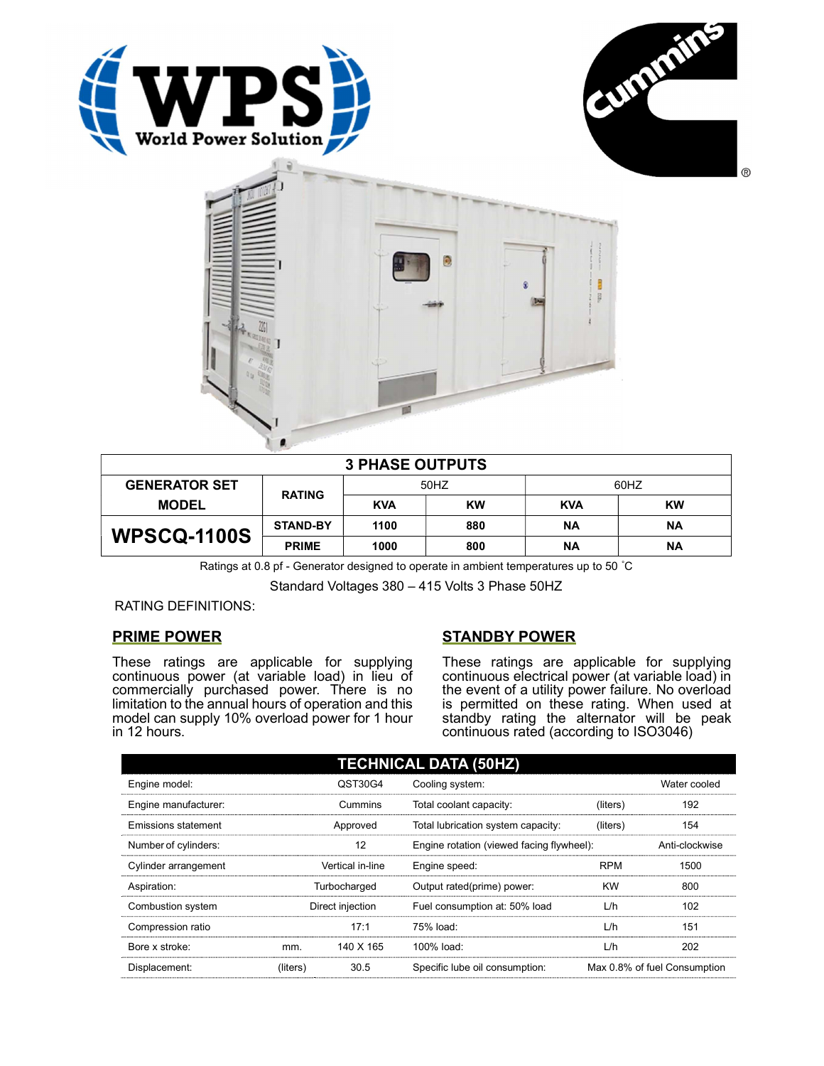| 3 PHASE OUTPUTS | | | | | |
|---|---|---|---|---|---|
| GENERATOR SET MODEL | RATING | 50HZ | | 60HZ | |
| | | KVA | KW | KVA | KW |
| WPSCQ-1100S | STAND-BY | 1100 | 880 | NA | NA |
| | PRIME | 1000 | 800 | NA | NA |

Ratings at 0.8 pf - Generator designed to operate in ambient temperatures up to 50 ˚C

Standard Voltages 380 – 415 Volts 3 Phase 50HZ

RATING DEFINITIONS:

## PRIME POWER

These ratings are applicable for supplying continuous power (at variable load) in lieu of commercially purchased power. There is no limitation to the annual hours of operation and this model can supply 10% overload power for 1 hour in 12 hours.

## STANDBY POWER

These ratings are applicable for supplying continuous electrical power (at variable load) in the event of a utility power failure. No overload is permitted on these rating. When used at standby rating the alternator will be peak continuous rated (according to ISO3046)

| TECHNICAL DATA (50HZ) | | | | | |
|---|---|---|---|---|---|
| Engine model: | | QST30G4 | Cooling system: | | Water cooled |
| Engine manufacturer: | | Cummins | Total coolant capacity: | (liters) | 192 |
| Emissions statement | | Approved | Total lubrication system capacity: | (liters) | 154 |
| Number of cylinders: | | 12 | Engine rotation (viewed facing flywheel): | | Anti-clockwise |
| Cylinder arrangement | | Vertical in-line | Engine speed: | RPM | 1500 |
| Aspiration: | | Turbocharged | Output rated(prime) power: | KW | 800 |
| Combustion system | | Direct injection | Fuel consumption at: 50% load | L/h | 102 |
| Compression ratio | | 17:1 | 75% load: | L/h | 151 |
| Bore x stroke: | mm. | 140 X 165 | 100% load: | L/h | 202 |
| Displacement: | (liters) | 30.5 | Specific lube oil consumption: | | Max 0.8% of fuel Consumption |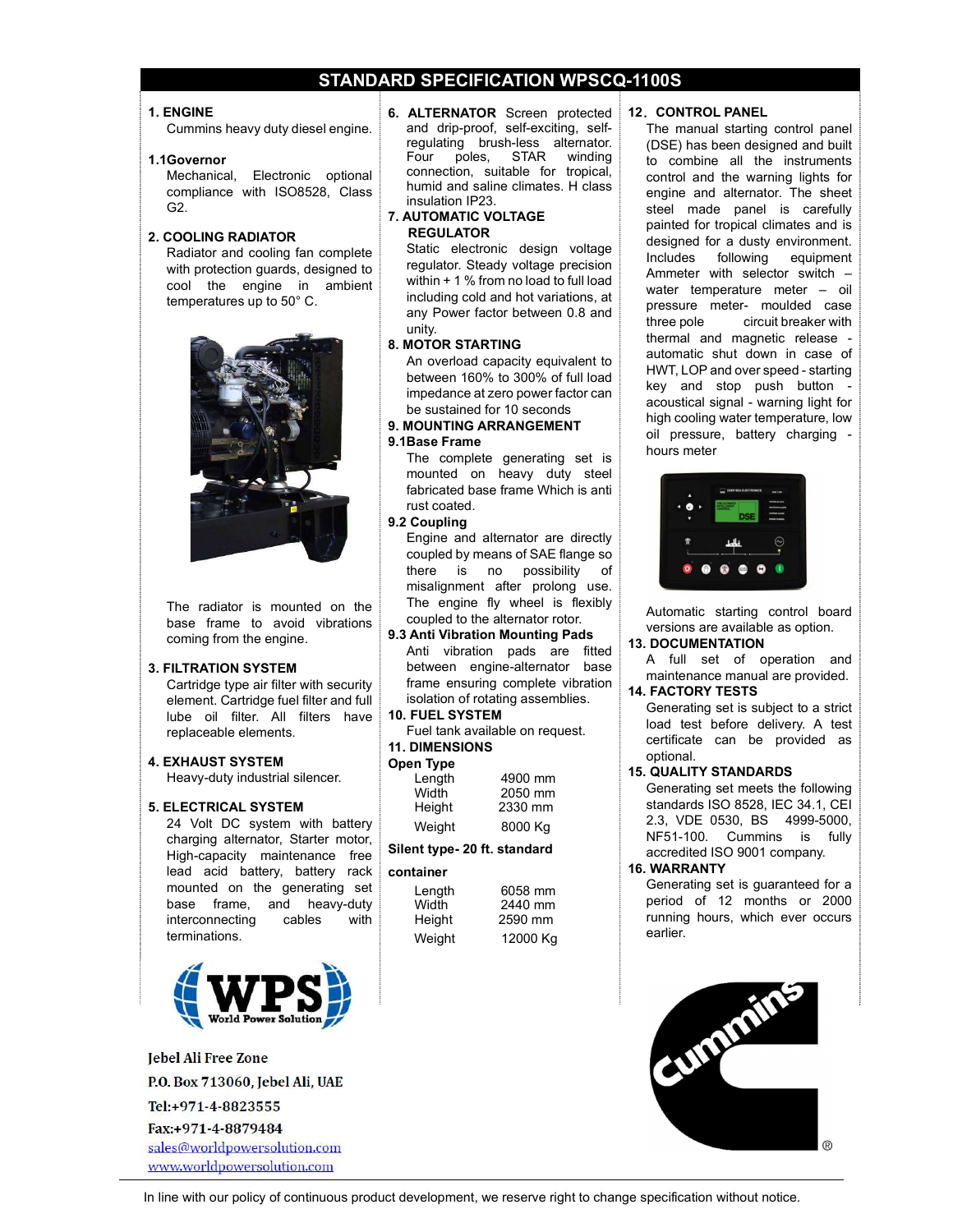# STANDARD SPECIFICATION WPSCQ-1100S

**1. ENGINE**

Cummins heavy duty diesel engine.

**1.1Governor**

Mechanical, Electronic optional compliance with ISO8528, Class G2.

**2. COOLING RADIATOR**

Radiator and cooling fan complete with protection guards, designed to cool the engine in ambient temperatures up to 50° C.

The radiator is mounted on the base frame to avoid vibrations coming from the engine.

**3. FILTRATION SYSTEM**

Cartridge type air filter with security element. Cartridge fuel filter and full lube oil filter. All filters have replaceable elements.

**4. EXHAUST SYSTEM**

Heavy-duty industrial silencer.

**5. ELECTRICAL SYSTEM**

24 Volt DC system with battery charging alternator, Starter motor, High-capacity maintenance free lead acid battery, battery rack mounted on the generating set base frame, and heavy-duty interconnecting cables with terminations.

**6. ALTERNATOR** Screen protected and drip-proof, self-exciting, self-regulating brush-less alternator. Four poles, STAR winding connection, suitable for tropical, humid and saline climates. H class insulation IP23.

**7. AUTOMATIC VOLTAGE REGULATOR**

Static electronic design voltage regulator. Steady voltage precision within + 1 % from no load to full load including cold and hot variations, at any Power factor between 0.8 and unity.

**8. MOTOR STARTING**

An overload capacity equivalent to between 160% to 300% of full load impedance at zero power factor can be sustained for 10 seconds

**9. MOUNTING ARRANGEMENT**

**9.1Base Frame**

The complete generating set is mounted on heavy duty steel fabricated base frame Which is anti rust coated.

**9.2 Coupling**

Engine and alternator are directly coupled by means of SAE flange so there is no possibility of misalignment after prolong use. The engine fly wheel is flexibly coupled to the alternator rotor.

**9.3 Anti Vibration Mounting Pads**

Anti vibration pads are fitted between engine-alternator base frame ensuring complete vibration isolation of rotating assemblies.

**10. FUEL SYSTEM**

Fuel tank available on request.

**11. DIMENSIONS**

**Open Type**

| | |
|---|---|
| Length | 4900 mm |
| Width | 2050 mm |
| Height | 2330 mm |
| Weight | 8000 Kg |

**Silent type- 20 ft. standard container**

| | |
|---|---|
| Length | 6058 mm |
| Width | 2440 mm |
| Height | 2590 mm |
| Weight | 12000 Kg |

**12. CONTROL PANEL**

The manual starting control panel (DSE) has been designed and built to combine all the instruments control and the warning lights for engine and alternator. The sheet steel made panel is carefully painted for tropical climates and is designed for a dusty environment. Includes following equipment Ammeter with selector switch – water temperature meter – oil pressure meter- moulded case three pole circuit breaker with thermal and magnetic release - automatic shut down in case of HWT, LOP and over speed - starting key and stop push button - acoustical signal - warning light for high cooling water temperature, low oil pressure, battery charging - hours meter

Automatic starting control board versions are available as option.

**13. DOCUMENTATION**

A full set of operation and maintenance manual are provided.

**14. FACTORY TESTS**

Generating set is subject to a strict load test before delivery. A test certificate can be provided as optional.

**15. QUALITY STANDARDS**

Generating set meets the following standards ISO 8528, IEC 34.1, CEI 2.3, VDE 0530, BS 4999-5000, NF51-100. Cummins is fully accredited ISO 9001 company.

**16. WARRANTY**

Generating set is guaranteed for a period of 12 months or 2000 running hours, which ever occurs earlier.

WPS World Power Solution

Jebel Ali Free Zone
P.O. Box 713060, Jebel Ali, UAE
Tel:+971-4-8823555
Fax:+971-4-8879484
sales@worldpowersolution.com
www.worldpowersolution.com

Cummins®

In line with our policy of continuous product development, we reserve right to change specification without notice.